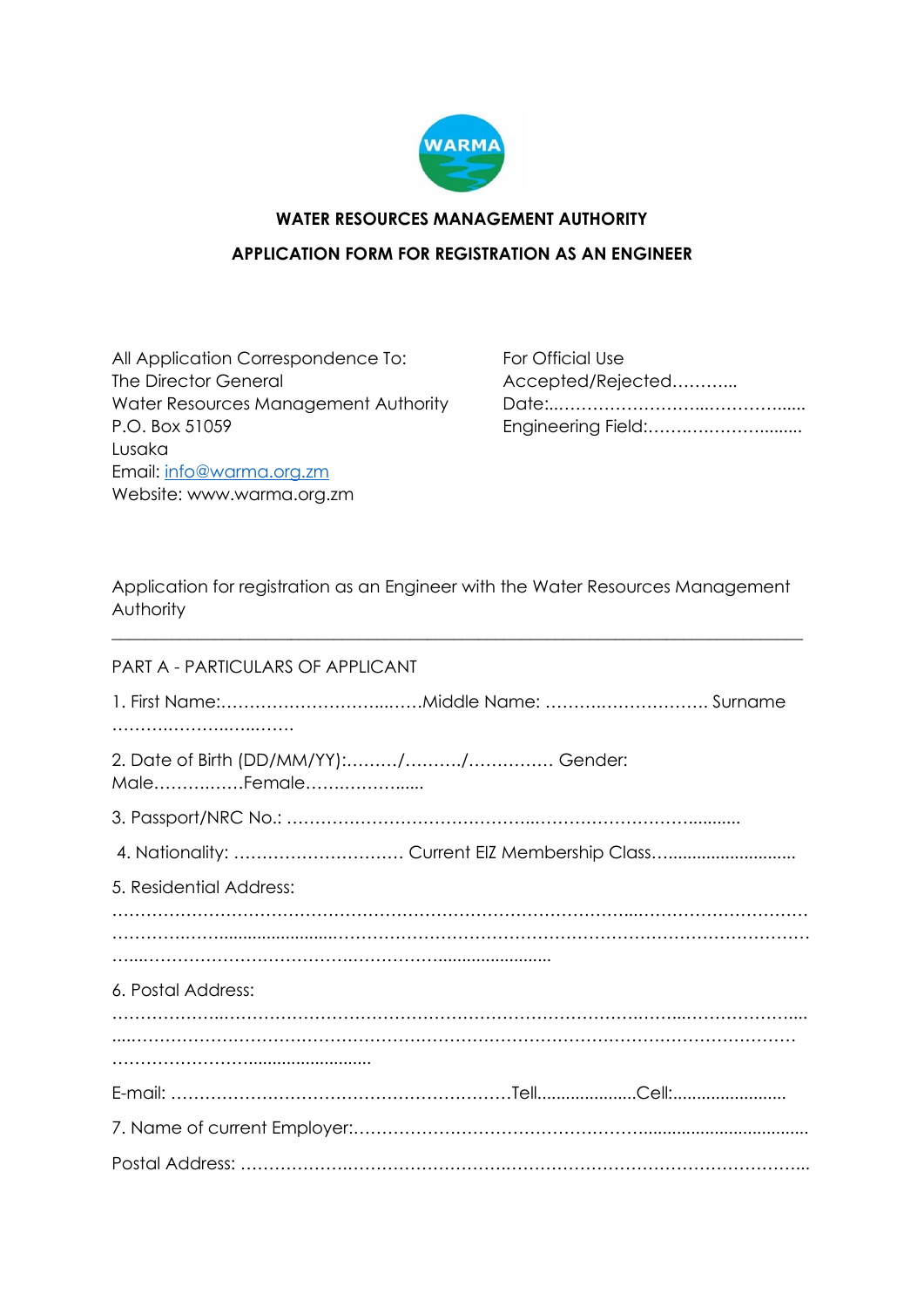**WATER RESOURCES MANAGEMENT AUTHORITY**

**APPLICATION FORM FOR REGISTRATION AS AN ENGINEER**

All Application Correspondence To:
The Director General
Water Resources Management Authority
P.O. Box 51059
Lusaka
Email: info@warma.org.zm
Website: www.warma.org.zm

For Official Use
Accepted/Rejected………..
Date:..……………………..…………......
Engineering Field:…….….………..........

Application for registration as an Engineer with the Water Resources Management Authority

---

PART A - PARTICULARS OF APPLICANT

1. First Name:……………………………..……Middle Name: ……….……………… Surname ……….………..…..…….

2. Date of Birth (DD/MM/YY):………/………./…………… Gender: Male……….……Female…….……….......

3. Passport/NRC No.: ……………………………………..……………………………..........

4. Nationality: ………………………… Current EIZ Membership Class…..........................

5. Residential Address:
……………………………………………………………………………..……………………………
……………..……....................…………………………………………………………………………
…...……………………………….……………......................

6. Postal Address:
………………..………….………………………………………….………….……..………………...
.....………………………………………………………………………………………………………
……………………..........................

E-mail: ……………………………………………………Tell....................Cell:.......................

7. Name of current Employer:…………………………………………….................................

Postal Address: ………………..…………………….……………………………………………...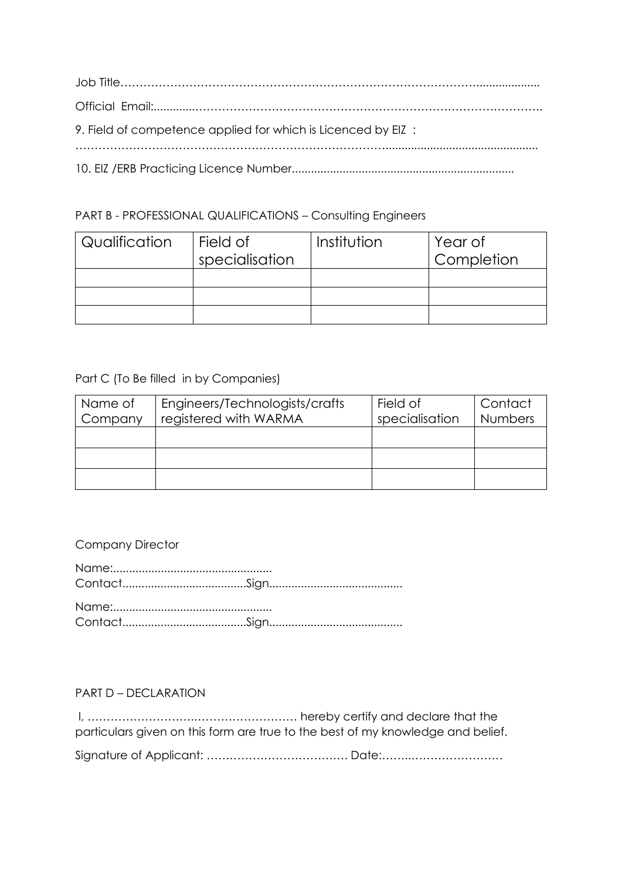Job Title……………………………………………………………………………………………....................

Official Email:.............………………………………………………………………………………….

9. Field of competence applied for which is Licenced by EIZ :

…………………………………………………………………………….................................................

10. EIZ /ERB Practicing Licence Number.....................................................................

PART B - PROFESSIONAL QUALIFICATIONS – Consulting Engineers

| Qualification | Field of specialisation | Institution | Year of Completion |
| --- | --- | --- | --- |
| | | | |
| | | | |
| | | | |

Part C (To Be filled in by Companies)

| Name of Company | Engineers/Technologists/crafts registered with WARMA | Field of specialisation | Contact Numbers |
| --- | --- | --- | --- |
| | | | |
| | | | |
| | | | |

Company Director

Name:..................................................
Contact.......................................Sign..........................................

Name:..................................................
Contact.......................................Sign..........................................

PART D – DECLARATION

I, ……………………..……….……………. hereby certify and declare that the particulars given on this form are true to the best of my knowledge and belief.

Signature of Applicant: ………………………………. Date:……..……………………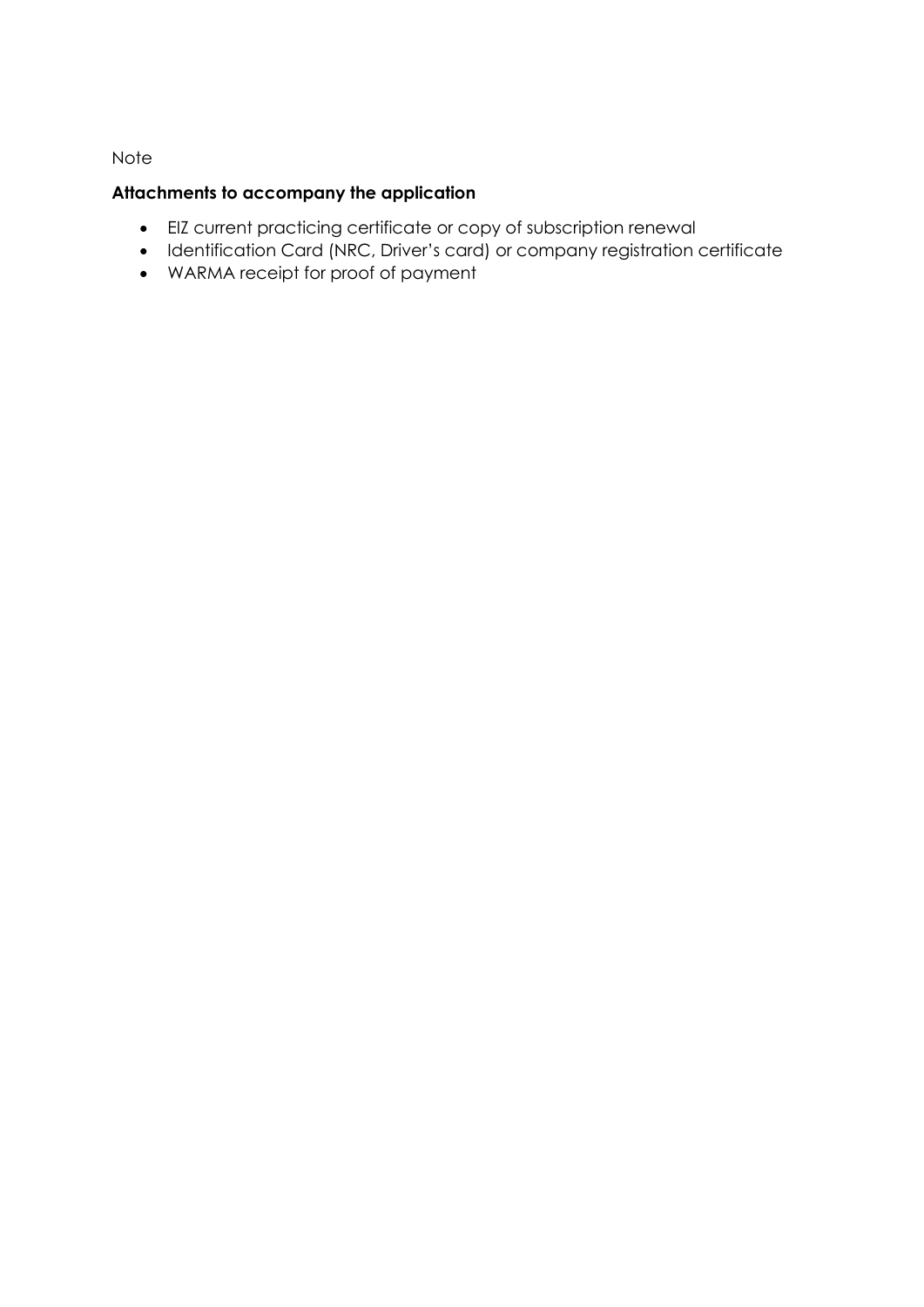Note

**Attachments to accompany the application**

- EIZ current practicing certificate or copy of subscription renewal
- Identification Card (NRC, Driver's card) or company registration certificate
- WARMA receipt for proof of payment